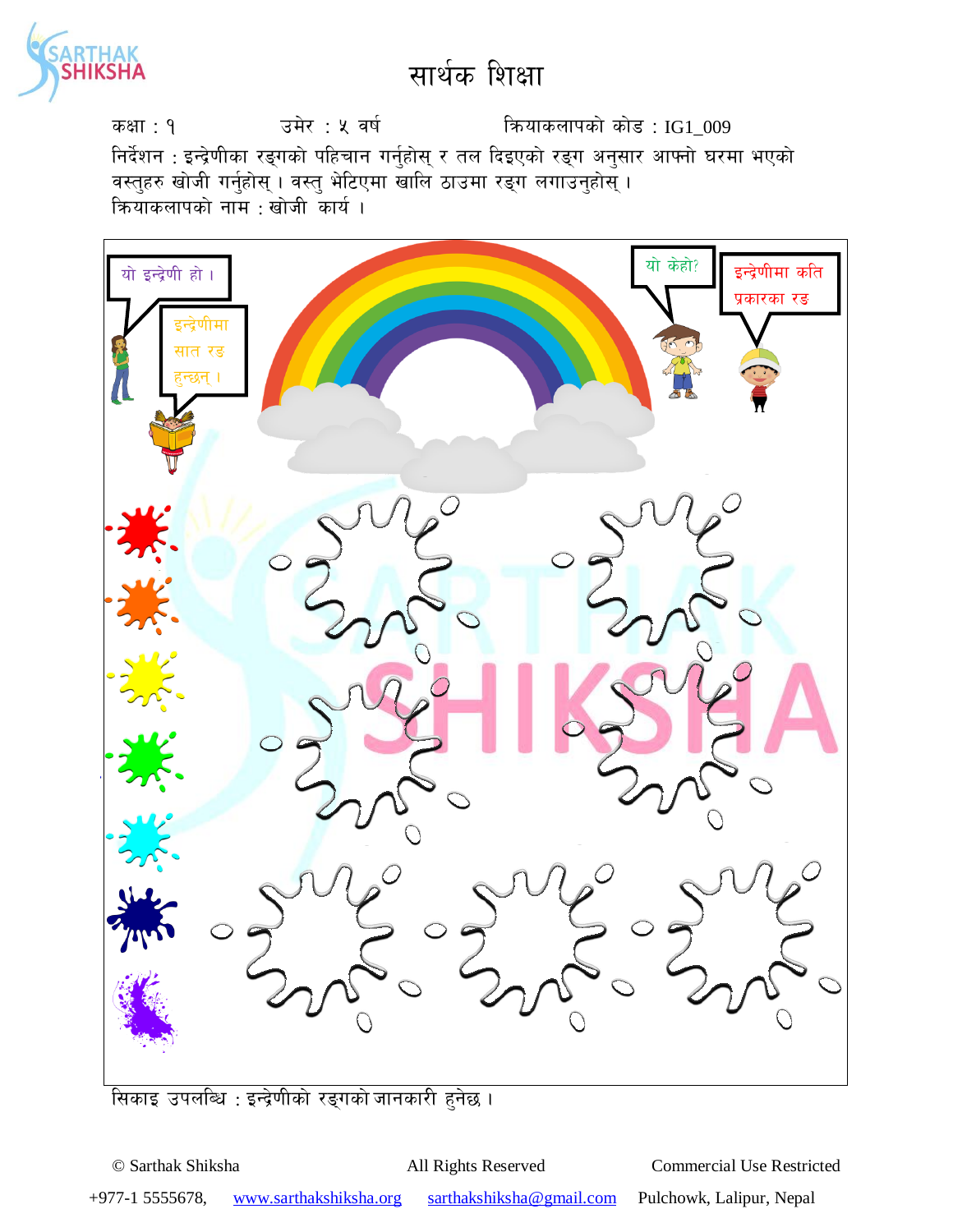# सार्थक शिक्षा

कक्षा : १ उमेर : ५ वर्ष क्रियाकलापको कोड : IG1_009

निर्देशन : इन्द्रेणीका रङ्गको पहिचान गर्नुहोस् र तल दिइएको रङ्ग अनुसार आफ्नो घरमा भएको वस्तुहरु खोजी गर्नुहोस् । वस्तु भेटिएमा खालि ठाउमा रङ्ग लगाउनुहोस् ।

क्रियाकलापको नाम : खोजी कार्य ।

यो इन्द्रेणी हो ।

इन्द्रेणीमा सात रङ हुन्छन् ।

यो केहो?

इन्द्रेणीमा कति प्रकारका रङ

सिकाइ उपलब्धि : इन्द्रेणीको रङ्गको जानकारी हुनेछ ।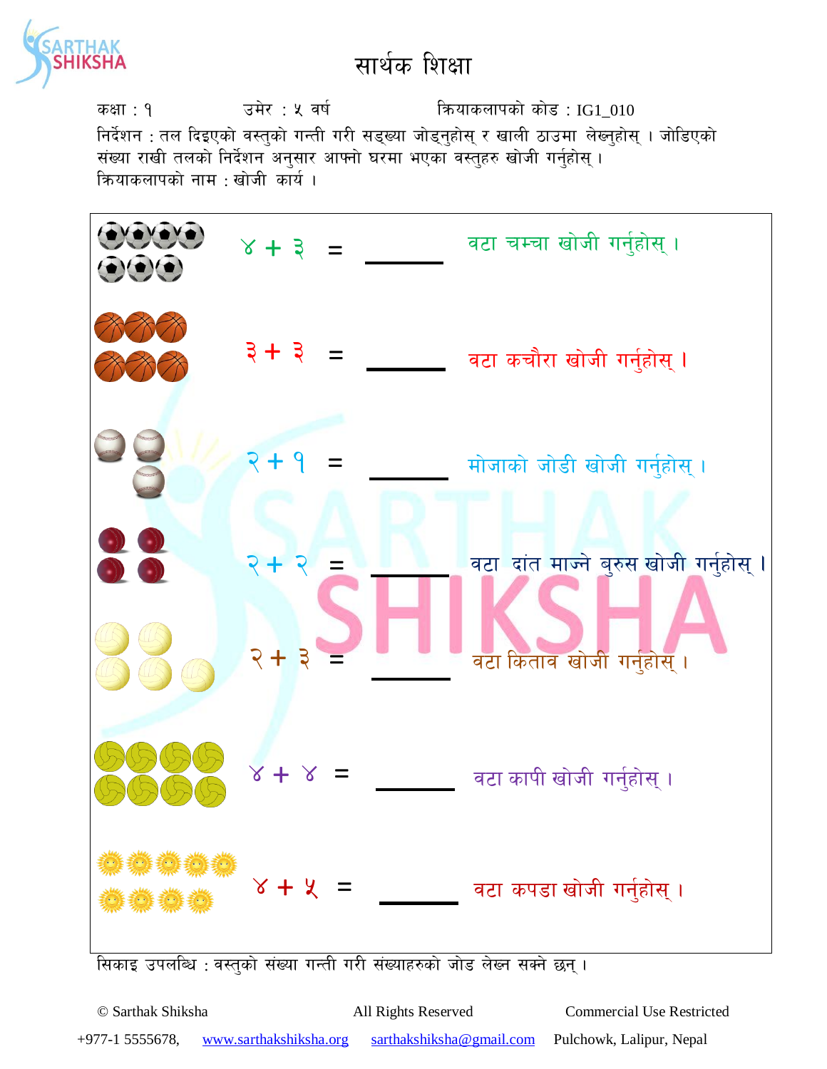# सार्थक शिक्षा

कक्षा : १ उमेर : ५ वर्ष क्रियाकलापको कोड : IG1_010

निर्देशन : तल दिइएको वस्तुको गन्ती गरी सङ्ख्या जोड्नुहोस् र खाली ठाउमा लेख्नुहोस् । जोडिएको संख्या राखी तलको निर्देशन अनुसार आफ्नो घरमा भएका वस्तुहरु खोजी गर्नुहोस् ।

क्रियाकलापको नाम : खोजी कार्य ।

| | | |
|---|---|---|
| ४ + ३ | = ______ | वटा चम्चा खोजी गर्नुहोस् । |
| ३ + ३ | = ______ | वटा कचौरा खोजी गर्नुहोस् । |
| २ + १ | = ______ | मोजाको जोडी खोजी गर्नुहोस् । |
| २ + २ | = ______ | वटा दांत माज्ने बुरुस खोजी गर्नुहोस् । |
| २ + ३ | = ______ | वटा किताव खोजी गर्नुहोस् । |
| ४ + ४ | = ______ | वटा कापी खोजी गर्नुहोस् । |
| ४ + ५ | = ______ | वटा कपडा खोजी गर्नुहोस् । |

सिकाइ उपलब्धि : वस्तुको संख्या गन्ती गरी संख्याहरुको जोड लेख्न सक्ने छन् ।

© Sarthak Shiksha All Rights Reserved Commercial Use Restricted

+977-1 5555678, www.sarthakshiksha.org sarthakshiksha@gmail.com Pulchowk, Lalipur, Nepal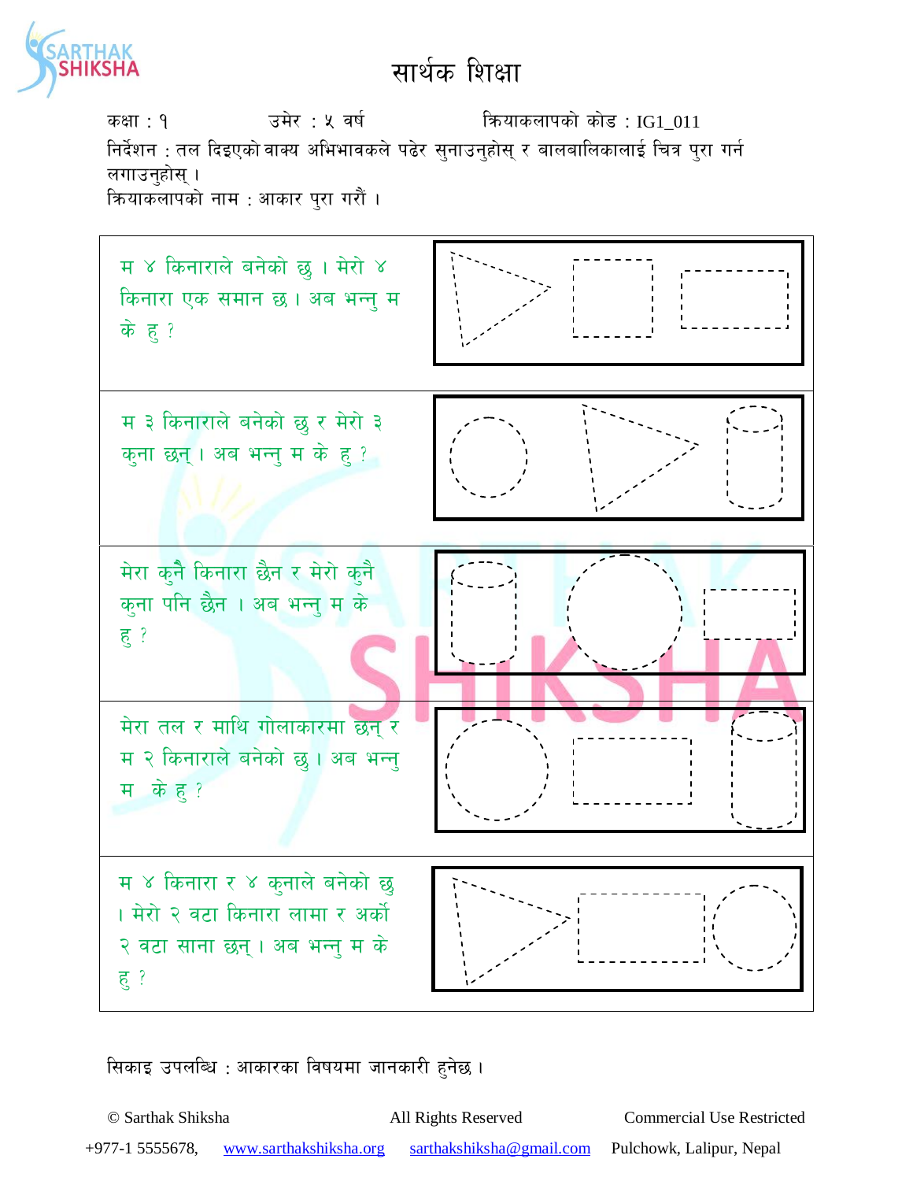# सार्थक शिक्षा

कक्षा : १ उमेर : ५ वर्ष क्रियाकलापको कोड : IG1_011

निर्देशन : तल दिइएको वाक्य अभिभावकले पढेर सुनाउनुहोस् र बालबालिकालाई चित्र पुरा गर्न लगाउनुहोस् ।

क्रियाकलापको नाम : आकार पुरा गरौं ।

| | |
|---|---|
| म ४ किनाराले बनेको छु । मेरो ४ किनारा एक समान छ । अब भन्नु म के हु ? | |
| म ३ किनाराले बनेको छु र मेरो ३ कुना छन् । अब भन्नु म के हु ? | |
| मेरा कुनै किनारा छैन र मेरो कुनै कुना पनि छैन । अब भन्नु म के हु ? | |
| मेरा तल र माथि गोलाकारमा छन् र म २ किनाराले बनेको छु । अब भन्नु म के हु ? | |
| म ४ किनारा र ४ कुनाले बनेको छु । मेरो २ वटा किनारा लामा र अर्को २ वटा साना छन् । अब भन्नु म के हु ? | |

सिकाइ उपलब्धि : आकारका विषयमा जानकारी हुनेछ ।

© Sarthak Shiksha All Rights Reserved Commercial Use Restricted

+977-1 5555678, www.sarthakshiksha.org sarthakshiksha@gmail.com Pulchowk, Lalipur, Nepal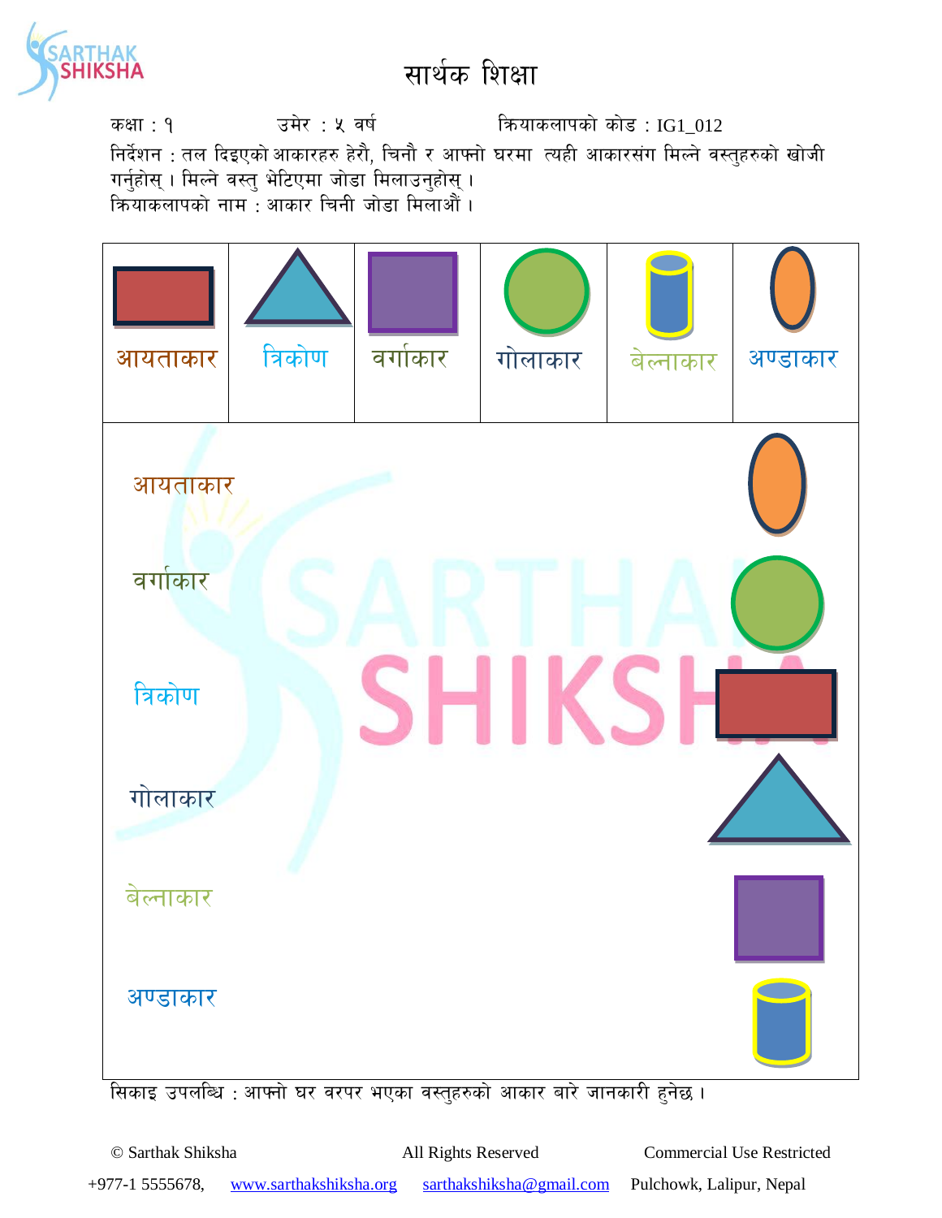# सार्थक शिक्षा

कक्षा : १ उमेर : ५ वर्ष क्रियाकलापको कोड : IG1_012

निर्देशन : तल दिइएको आकारहरु हेरौ, चिनौ र आफ्नो घरमा त्यही आकारसंग मिल्ने वस्तुहरुको खोजी गर्नुहोस् । मिल्ने वस्तु भेटिएमा जोडा मिलाउनुहोस् ।

क्रियाकलापको नाम : आकार चिनी जोडा मिलाऔं ।

| | | | | | |
|---|---|---|---|---|---|
| आयताकार | त्रिकोण | वर्गाकार | गोलाकार | बेल्नाकार | अण्डाकार |

आयताकार

वर्गाकार

त्रिकोण

गोलाकार

बेल्नाकार

अण्डाकार

सिकाइ उपलब्धि : आफ्नो घर वरपर भएका वस्तुहरुको आकार बारे जानकारी हुनेछ ।

© Sarthak Shiksha All Rights Reserved Commercial Use Restricted

+977-1 5555678, www.sarthakshiksha.org sarthakshiksha@gmail.com Pulchowk, Lalipur, Nepal